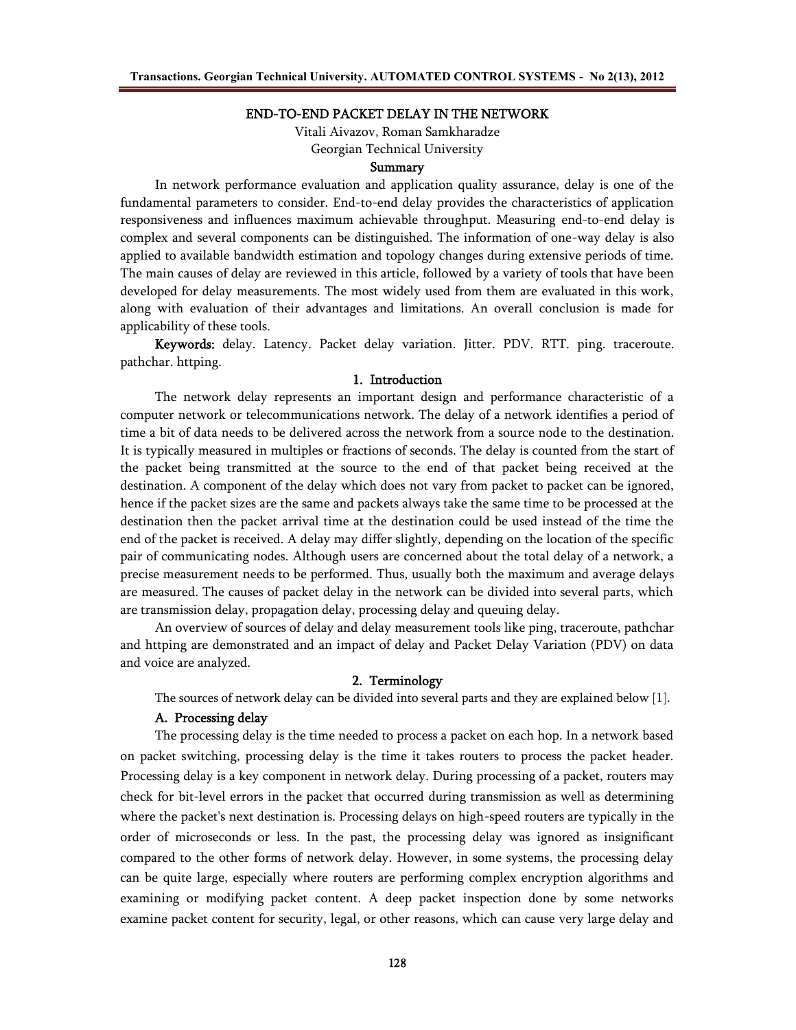# END-TO-END PACKET DELAY IN THE NETWORK

Vitali Aivazov, Roman Samkharadze

Georgian Technical University

## Summary

In network performance evaluation and application quality assurance, delay is one of the fundamental parameters to consider. End-to-end delay provides the characteristics of application responsiveness and influences maximum achievable throughput. Measuring end-to-end delay is complex and several components can be distinguished. The information of one-way delay is also applied to available bandwidth estimation and topology changes during extensive periods of time. The main causes of delay are reviewed in this article, followed by a variety of tools that have been developed for delay measurements. The most widely used from them are evaluated in this work, along with evaluation of their advantages and limitations. An overall conclusion is made for applicability of these tools.

**Keywords:** delay. Latency. Packet delay variation. Jitter. PDV. RTT. ping. traceroute. pathchar. httping.

## 1. Introduction

The network delay represents an important design and performance characteristic of a computer network or telecommunications network. The delay of a network identifies a period of time a bit of data needs to be delivered across the network from a source node to the destination. It is typically measured in multiples or fractions of seconds. The delay is counted from the start of the packet being transmitted at the source to the end of that packet being received at the destination. A component of the delay which does not vary from packet to packet can be ignored, hence if the packet sizes are the same and packets always take the same time to be processed at the destination then the packet arrival time at the destination could be used instead of the time the end of the packet is received. A delay may differ slightly, depending on the location of the specific pair of communicating nodes. Although users are concerned about the total delay of a network, a precise measurement needs to be performed. Thus, usually both the maximum and average delays are measured. The causes of packet delay in the network can be divided into several parts, which are transmission delay, propagation delay, processing delay and queuing delay.

An overview of sources of delay and delay measurement tools like ping, traceroute, pathchar and httping are demonstrated and an impact of delay and Packet Delay Variation (PDV) on data and voice are analyzed.

## 2. Terminology

The sources of network delay can be divided into several parts and they are explained below [1].

### A. Processing delay

The processing delay is the time needed to process a packet on each hop. In a network based on packet switching, processing delay is the time it takes routers to process the packet header. Processing delay is a key component in network delay. During processing of a packet, routers may check for bit-level errors in the packet that occurred during transmission as well as determining where the packet's next destination is. Processing delays on high-speed routers are typically in the order of microseconds or less. In the past, the processing delay was ignored as insignificant compared to the other forms of network delay. However, in some systems, the processing delay can be quite large, especially where routers are performing complex encryption algorithms and examining or modifying packet content. A deep packet inspection done by some networks examine packet content for security, legal, or other reasons, which can cause very large delay and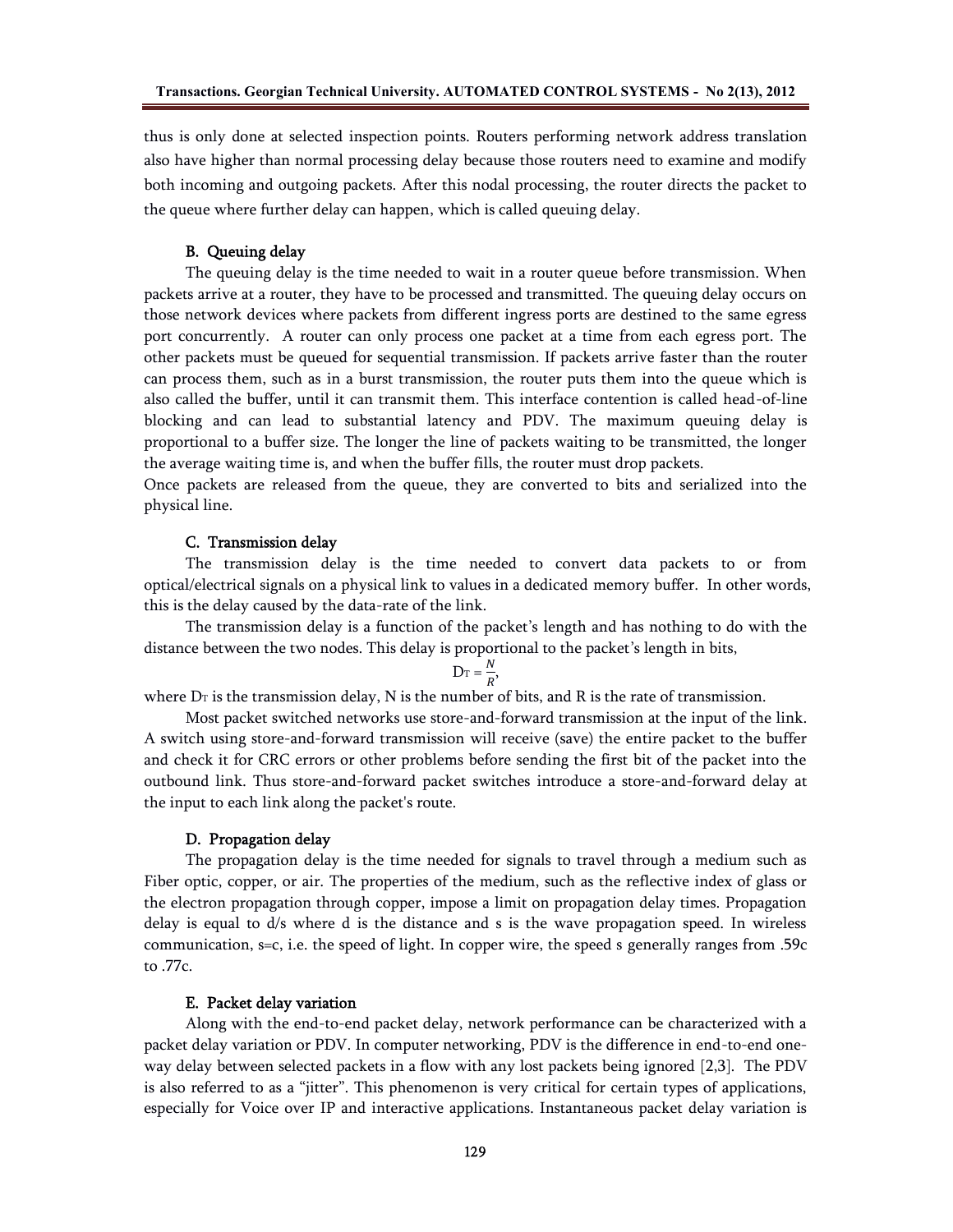thus is only done at selected inspection points. Routers performing network address translation also have higher than normal processing delay because those routers need to examine and modify both incoming and outgoing packets. After this nodal processing, the router directs the packet to the queue where further delay can happen, which is called queuing delay.

### B. Queuing delay

The queuing delay is the time needed to wait in a router queue before transmission. When packets arrive at a router, they have to be processed and transmitted. The queuing delay occurs on those network devices where packets from different ingress ports are destined to the same egress port concurrently. A router can only process one packet at a time from each egress port. The other packets must be queued for sequential transmission. If packets arrive faster than the router can process them, such as in a burst transmission, the router puts them into the queue which is also called the buffer, until it can transmit them. This interface contention is called head-of-line blocking and can lead to substantial latency and PDV. The maximum queuing delay is proportional to a buffer size. The longer the line of packets waiting to be transmitted, the longer the average waiting time is, and when the buffer fills, the router must drop packets.

Once packets are released from the queue, they are converted to bits and serialized into the physical line.

### C. Transmission delay

The transmission delay is the time needed to convert data packets to or from optical/electrical signals on a physical link to values in a dedicated memory buffer. In other words, this is the delay caused by the data-rate of the link.

The transmission delay is a function of the packet's length and has nothing to do with the distance between the two nodes. This delay is proportional to the packet's length in bits,

$$D_T = \frac{N}{R},$$

where $D_T$ is the transmission delay, N is the number of bits, and R is the rate of transmission.

Most packet switched networks use store-and-forward transmission at the input of the link. A switch using store-and-forward transmission will receive (save) the entire packet to the buffer and check it for CRC errors or other problems before sending the first bit of the packet into the outbound link. Thus store-and-forward packet switches introduce a store-and-forward delay at the input to each link along the packet's route.

### D. Propagation delay

The propagation delay is the time needed for signals to travel through a medium such as Fiber optic, copper, or air. The properties of the medium, such as the reflective index of glass or the electron propagation through copper, impose a limit on propagation delay times. Propagation delay is equal to d/s where d is the distance and s is the wave propagation speed. In wireless communication, s=c, i.e. the speed of light. In copper wire, the speed s generally ranges from .59c to .77c.

### E. Packet delay variation

Along with the end-to-end packet delay, network performance can be characterized with a packet delay variation or PDV. In computer networking, PDV is the difference in end-to-end one-way delay between selected packets in a flow with any lost packets being ignored [2,3]. The PDV is also referred to as a "jitter". This phenomenon is very critical for certain types of applications, especially for Voice over IP and interactive applications. Instantaneous packet delay variation is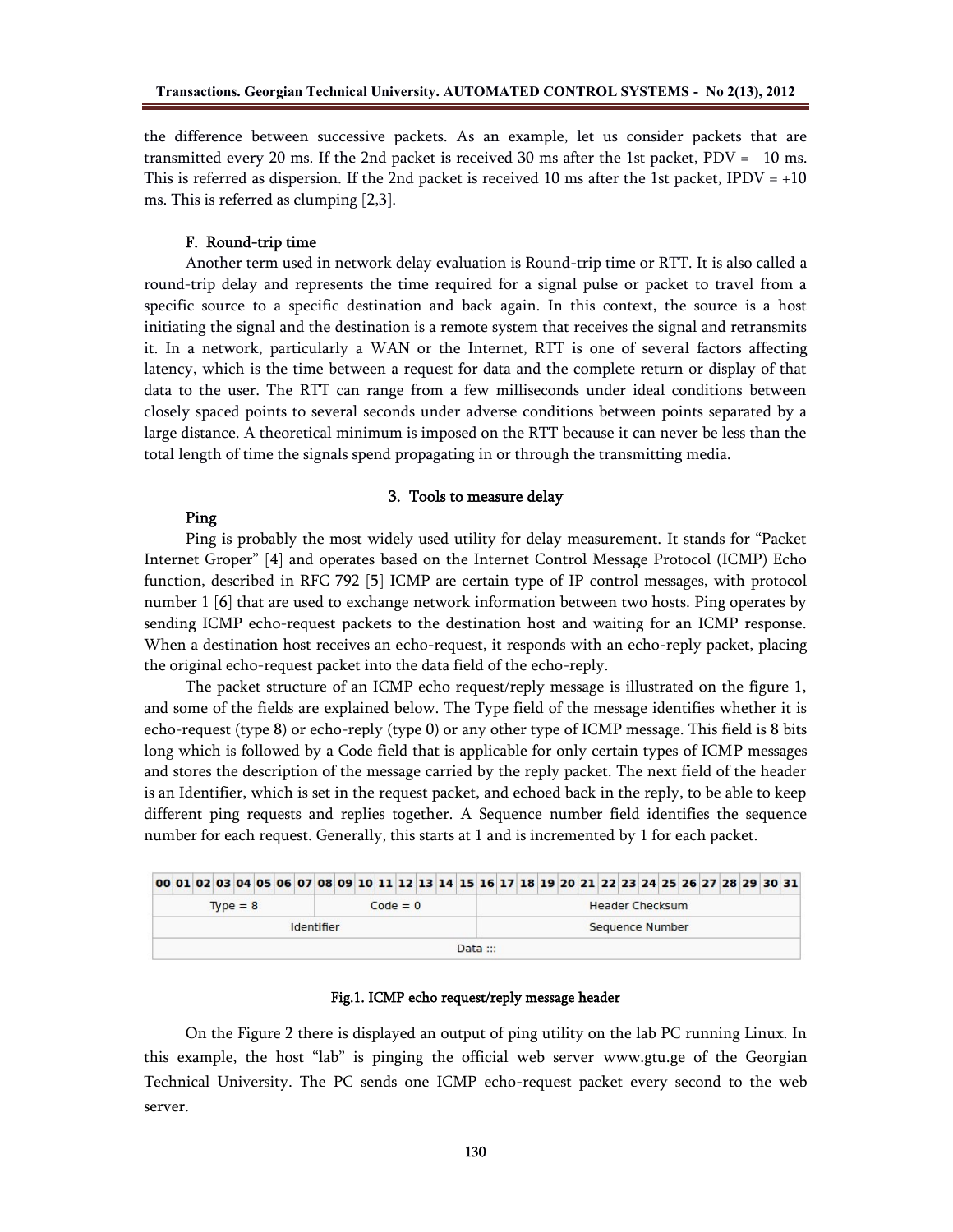the difference between successive packets. As an example, let us consider packets that are transmitted every 20 ms. If the 2nd packet is received 30 ms after the 1st packet, PDV = –10 ms. This is referred as dispersion. If the 2nd packet is received 10 ms after the 1st packet, IPDV = +10 ms. This is referred as clumping [2,3].

### F. Round-trip time

Another term used in network delay evaluation is Round-trip time or RTT. It is also called a round-trip delay and represents the time required for a signal pulse or packet to travel from a specific source to a specific destination and back again. In this context, the source is a host initiating the signal and the destination is a remote system that receives the signal and retransmits it. In a network, particularly a WAN or the Internet, RTT is one of several factors affecting latency, which is the time between a request for data and the complete return or display of that data to the user. The RTT can range from a few milliseconds under ideal conditions between closely spaced points to several seconds under adverse conditions between points separated by a large distance. A theoretical minimum is imposed on the RTT because it can never be less than the total length of time the signals spend propagating in or through the transmitting media.

## 3. Tools to measure delay

### Ping

Ping is probably the most widely used utility for delay measurement. It stands for "Packet Internet Groper" [4] and operates based on the Internet Control Message Protocol (ICMP) Echo function, described in RFC 792 [5] ICMP are certain type of IP control messages, with protocol number 1 [6] that are used to exchange network information between two hosts. Ping operates by sending ICMP echo-request packets to the destination host and waiting for an ICMP response. When a destination host receives an echo-request, it responds with an echo-reply packet, placing the original echo-request packet into the data field of the echo-reply.

The packet structure of an ICMP echo request/reply message is illustrated on the figure 1, and some of the fields are explained below. The Type field of the message identifies whether it is echo-request (type 8) or echo-reply (type 0) or any other type of ICMP message. This field is 8 bits long which is followed by a Code field that is applicable for only certain types of ICMP messages and stores the description of the message carried by the reply packet. The next field of the header is an Identifier, which is set in the request packet, and echoed back in the reply, to be able to keep different ping requests and replies together. A Sequence number field identifies the sequence number for each request. Generally, this starts at 1 and is incremented by 1 for each packet.

| 00–07 | 08–15 | 16–31 |
|---|---|---|
| Type = 8 | Code = 0 | Header Checksum |
| Identifier | | Sequence Number |
| Data ::: | | |

Fig.1. ICMP echo request/reply message header

On the Figure 2 there is displayed an output of ping utility on the lab PC running Linux. In this example, the host "lab" is pinging the official web server www.gtu.ge of the Georgian Technical University. The PC sends one ICMP echo-request packet every second to the web server.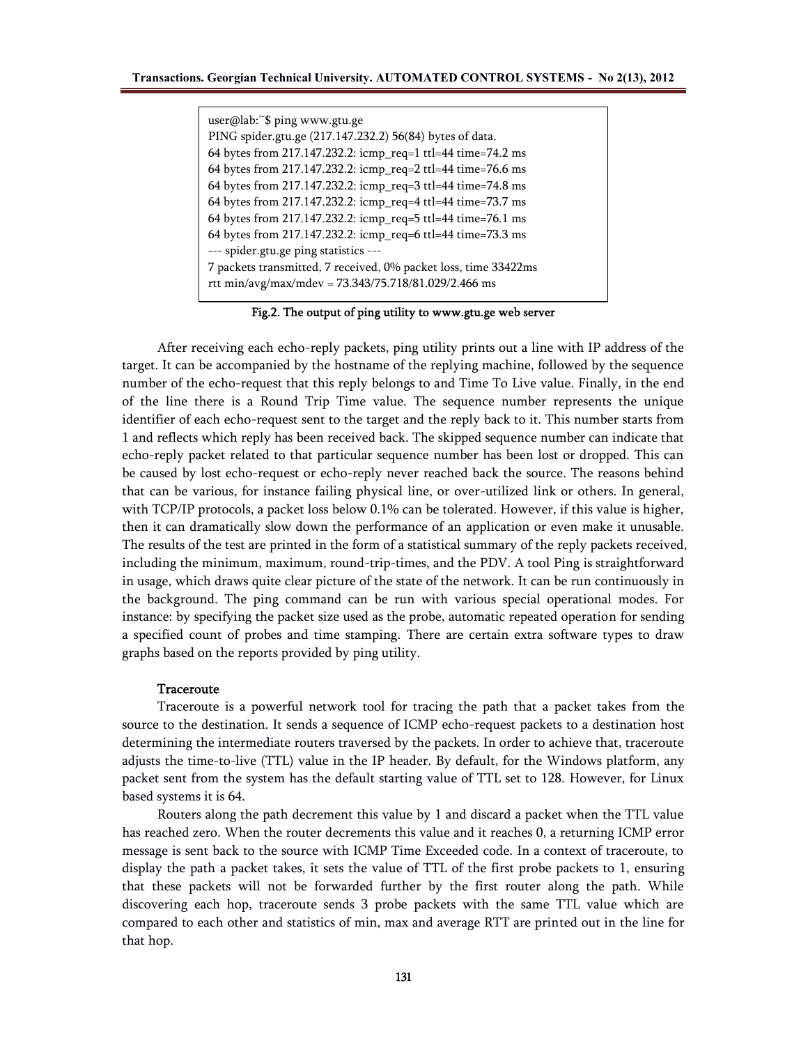```
user@lab:~$ ping www.gtu.ge
PING spider.gtu.ge (217.147.232.2) 56(84) bytes of data.
64 bytes from 217.147.232.2: icmp_req=1 ttl=44 time=74.2 ms
64 bytes from 217.147.232.2: icmp_req=2 ttl=44 time=76.6 ms
64 bytes from 217.147.232.2: icmp_req=3 ttl=44 time=74.8 ms
64 bytes from 217.147.232.2: icmp_req=4 ttl=44 time=73.7 ms
64 bytes from 217.147.232.2: icmp_req=5 ttl=44 time=76.1 ms
64 bytes from 217.147.232.2: icmp_req=6 ttl=44 time=73.3 ms
--- spider.gtu.ge ping statistics ---
7 packets transmitted, 7 received, 0% packet loss, time 33422ms
rtt min/avg/max/mdev = 73.343/75.718/81.029/2.466 ms
```

Fig.2. The output of ping utility to www.gtu.ge web server

After receiving each echo-reply packets, ping utility prints out a line with IP address of the target. It can be accompanied by the hostname of the replying machine, followed by the sequence number of the echo-request that this reply belongs to and Time To Live value. Finally, in the end of the line there is a Round Trip Time value. The sequence number represents the unique identifier of each echo-request sent to the target and the reply back to it. This number starts from 1 and reflects which reply has been received back. The skipped sequence number can indicate that echo-reply packet related to that particular sequence number has been lost or dropped. This can be caused by lost echo-request or echo-reply never reached back the source. The reasons behind that can be various, for instance failing physical line, or over-utilized link or others. In general, with TCP/IP protocols, a packet loss below 0.1% can be tolerated. However, if this value is higher, then it can dramatically slow down the performance of an application or even make it unusable. The results of the test are printed in the form of a statistical summary of the reply packets received, including the minimum, maximum, round-trip-times, and the PDV. A tool Ping is straightforward in usage, which draws quite clear picture of the state of the network. It can be run continuously in the background. The ping command can be run with various special operational modes. For instance: by specifying the packet size used as the probe, automatic repeated operation for sending a specified count of probes and time stamping. There are certain extra software types to draw graphs based on the reports provided by ping utility.

### Traceroute

Traceroute is a powerful network tool for tracing the path that a packet takes from the source to the destination. It sends a sequence of ICMP echo-request packets to a destination host determining the intermediate routers traversed by the packets. In order to achieve that, traceroute adjusts the time-to-live (TTL) value in the IP header. By default, for the Windows platform, any packet sent from the system has the default starting value of TTL set to 128. However, for Linux based systems it is 64.

Routers along the path decrement this value by 1 and discard a packet when the TTL value has reached zero. When the router decrements this value and it reaches 0, a returning ICMP error message is sent back to the source with ICMP Time Exceeded code. In a context of traceroute, to display the path a packet takes, it sets the value of TTL of the first probe packets to 1, ensuring that these packets will not be forwarded further by the first router along the path. While discovering each hop, traceroute sends 3 probe packets with the same TTL value which are compared to each other and statistics of min, max and average RTT are printed out in the line for that hop.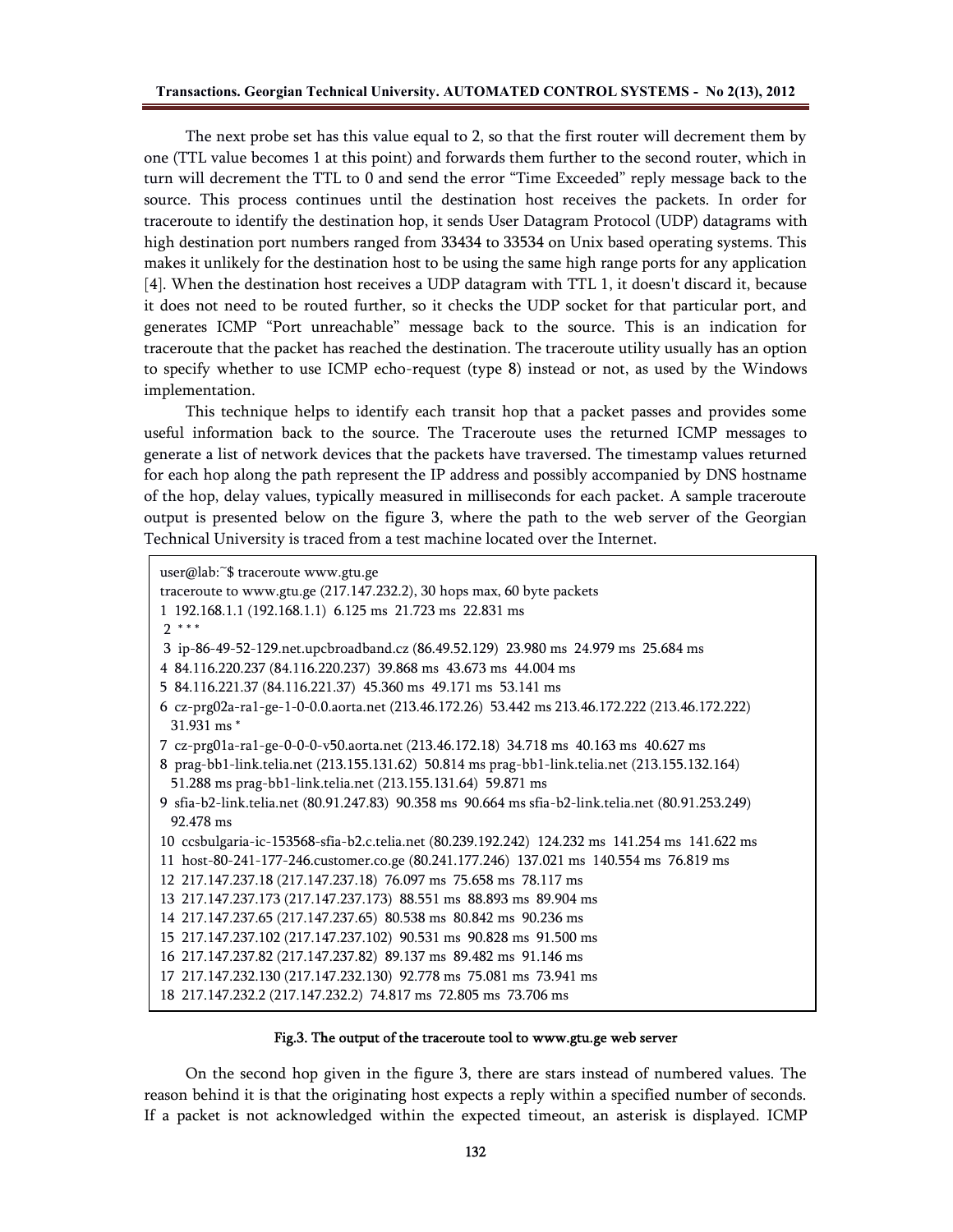The next probe set has this value equal to 2, so that the first router will decrement them by one (TTL value becomes 1 at this point) and forwards them further to the second router, which in turn will decrement the TTL to 0 and send the error "Time Exceeded" reply message back to the source. This process continues until the destination host receives the packets. In order for traceroute to identify the destination hop, it sends User Datagram Protocol (UDP) datagrams with high destination port numbers ranged from 33434 to 33534 on Unix based operating systems. This makes it unlikely for the destination host to be using the same high range ports for any application [4]. When the destination host receives a UDP datagram with TTL 1, it doesn't discard it, because it does not need to be routed further, so it checks the UDP socket for that particular port, and generates ICMP "Port unreachable" message back to the source. This is an indication for traceroute that the packet has reached the destination. The traceroute utility usually has an option to specify whether to use ICMP echo-request (type 8) instead or not, as used by the Windows implementation.

This technique helps to identify each transit hop that a packet passes and provides some useful information back to the source. The Traceroute uses the returned ICMP messages to generate a list of network devices that the packets have traversed. The timestamp values returned for each hop along the path represent the IP address and possibly accompanied by DNS hostname of the hop, delay values, typically measured in milliseconds for each packet. A sample traceroute output is presented below on the figure 3, where the path to the web server of the Georgian Technical University is traced from a test machine located over the Internet.

```
user@lab:~$ traceroute www.gtu.ge
traceroute to www.gtu.ge (217.147.232.2), 30 hops max, 60 byte packets
1  192.168.1.1 (192.168.1.1)  6.125 ms  21.723 ms  22.831 ms
 2  * * *
 3  ip-86-49-52-129.net.upcbroadband.cz (86.49.52.129)  23.980 ms  24.979 ms  25.684 ms
4  84.116.220.237 (84.116.220.237)  39.868 ms  43.673 ms  44.004 ms
5  84.116.221.37 (84.116.221.37)  45.360 ms  49.171 ms  53.141 ms
6  cz-prg02a-ra1-ge-1-0-0.0.aorta.net (213.46.172.26)  53.442 ms 213.46.172.222 (213.46.172.222)
   31.931 ms *
7  cz-prg01a-ra1-ge-0-0-0-v50.aorta.net (213.46.172.18)  34.718 ms  40.163 ms  40.627 ms
8  prag-bb1-link.telia.net (213.155.131.62)  50.814 ms prag-bb1-link.telia.net (213.155.132.164)
   51.288 ms prag-bb1-link.telia.net (213.155.131.64)  59.871 ms
9  sfia-b2-link.telia.net (80.91.247.83)  90.358 ms  90.664 ms sfia-b2-link.telia.net (80.91.253.249)
   92.478 ms
10  ccsbulgaria-ic-153568-sfia-b2.c.telia.net (80.239.192.242)  124.232 ms  141.254 ms  141.622 ms
11  host-80-241-177-246.customer.co.ge (80.241.177.246)  137.021 ms  140.554 ms  76.819 ms
12  217.147.237.18 (217.147.237.18)  76.097 ms  75.658 ms  78.117 ms
13  217.147.237.173 (217.147.237.173)  88.551 ms  88.893 ms  89.904 ms
14  217.147.237.65 (217.147.237.65)  80.538 ms  80.842 ms  90.236 ms
15  217.147.237.102 (217.147.237.102)  90.531 ms  90.828 ms  91.500 ms
16  217.147.237.82 (217.147.237.82)  89.137 ms  89.482 ms  91.146 ms
17  217.147.232.130 (217.147.232.130)  92.778 ms  75.081 ms  73.941 ms
18  217.147.232.2 (217.147.232.2)  74.817 ms  72.805 ms  73.706 ms
```

Fig.3. The output of the traceroute tool to www.gtu.ge web server

On the second hop given in the figure 3, there are stars instead of numbered values. The reason behind it is that the originating host expects a reply within a specified number of seconds. If a packet is not acknowledged within the expected timeout, an asterisk is displayed. ICMP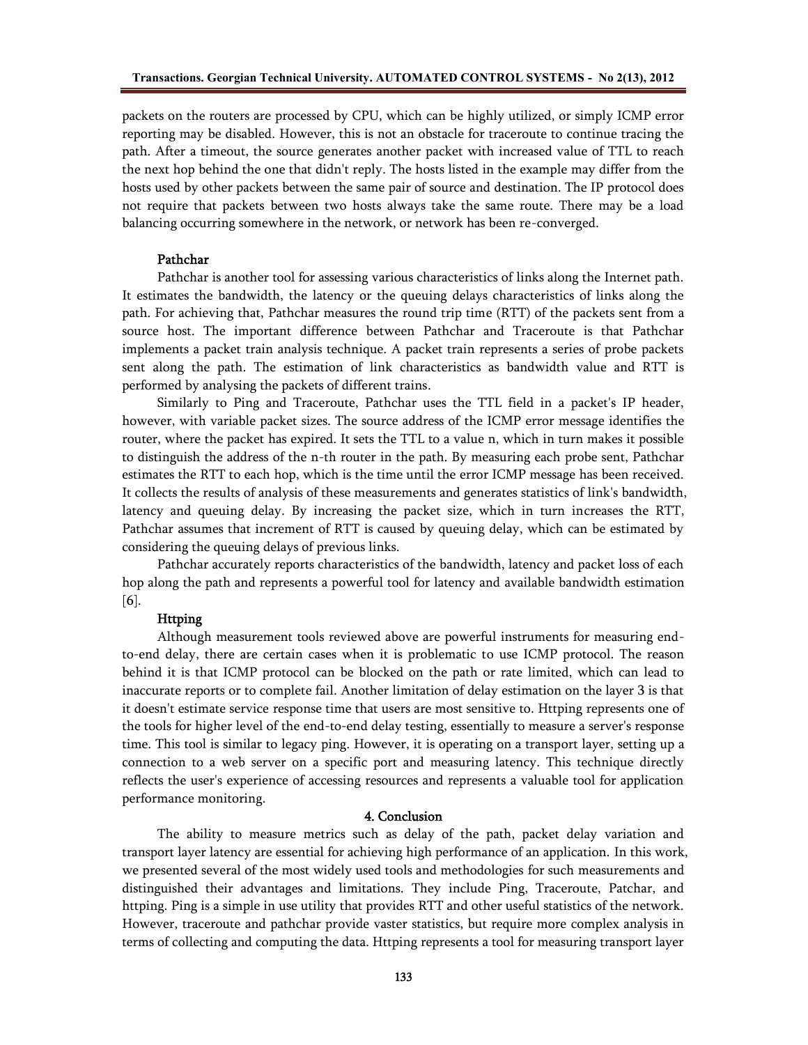packets on the routers are processed by CPU, which can be highly utilized, or simply ICMP error reporting may be disabled. However, this is not an obstacle for traceroute to continue tracing the path. After a timeout, the source generates another packet with increased value of TTL to reach the next hop behind the one that didn't reply. The hosts listed in the example may differ from the hosts used by other packets between the same pair of source and destination. The IP protocol does not require that packets between two hosts always take the same route. There may be a load balancing occurring somewhere in the network, or network has been re-converged.

### Pathchar

Pathchar is another tool for assessing various characteristics of links along the Internet path. It estimates the bandwidth, the latency or the queuing delays characteristics of links along the path. For achieving that, Pathchar measures the round trip time (RTT) of the packets sent from a source host. The important difference between Pathchar and Traceroute is that Pathchar implements a packet train analysis technique. A packet train represents a series of probe packets sent along the path. The estimation of link characteristics as bandwidth value and RTT is performed by analysing the packets of different trains.

Similarly to Ping and Traceroute, Pathchar uses the TTL field in a packet's IP header, however, with variable packet sizes. The source address of the ICMP error message identifies the router, where the packet has expired. It sets the TTL to a value n, which in turn makes it possible to distinguish the address of the n-th router in the path. By measuring each probe sent, Pathchar estimates the RTT to each hop, which is the time until the error ICMP message has been received. It collects the results of analysis of these measurements and generates statistics of link's bandwidth, latency and queuing delay. By increasing the packet size, which in turn increases the RTT, Pathchar assumes that increment of RTT is caused by queuing delay, which can be estimated by considering the queuing delays of previous links.

Pathchar accurately reports characteristics of the bandwidth, latency and packet loss of each hop along the path and represents a powerful tool for latency and available bandwidth estimation [6].

### Httping

Although measurement tools reviewed above are powerful instruments for measuring end-to-end delay, there are certain cases when it is problematic to use ICMP protocol. The reason behind it is that ICMP protocol can be blocked on the path or rate limited, which can lead to inaccurate reports or to complete fail. Another limitation of delay estimation on the layer 3 is that it doesn't estimate service response time that users are most sensitive to. Httping represents one of the tools for higher level of the end-to-end delay testing, essentially to measure a server's response time. This tool is similar to legacy ping. However, it is operating on a transport layer, setting up a connection to a web server on a specific port and measuring latency. This technique directly reflects the user's experience of accessing resources and represents a valuable tool for application performance monitoring.

## 4. Conclusion

The ability to measure metrics such as delay of the path, packet delay variation and transport layer latency are essential for achieving high performance of an application. In this work, we presented several of the most widely used tools and methodologies for such measurements and distinguished their advantages and limitations. They include Ping, Traceroute, Patchar, and httping. Ping is a simple in use utility that provides RTT and other useful statistics of the network. However, traceroute and pathchar provide vaster statistics, but require more complex analysis in terms of collecting and computing the data. Httping represents a tool for measuring transport layer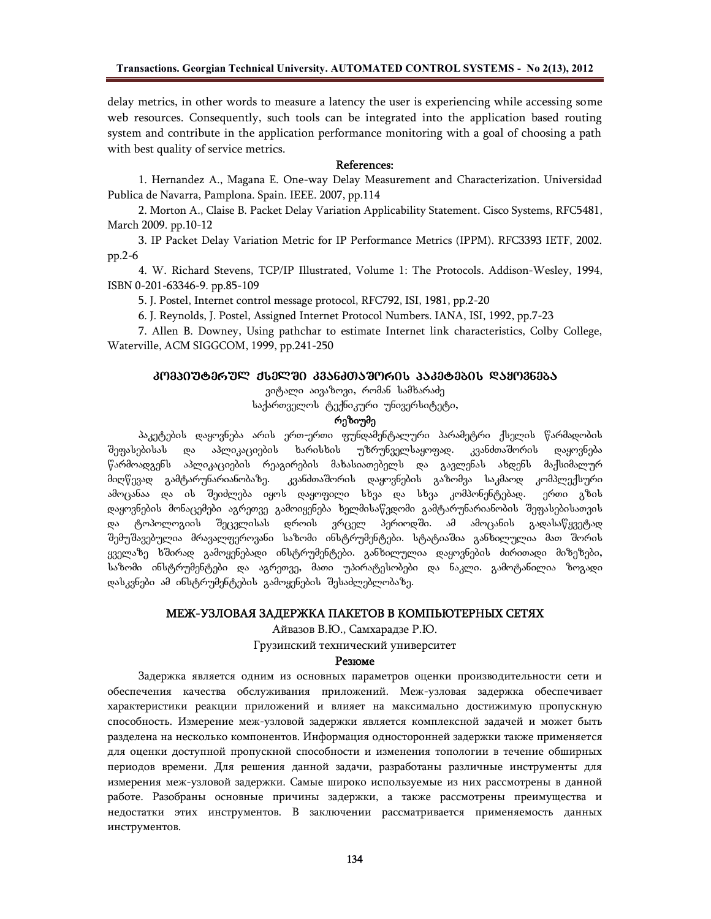delay metrics, in other words to measure a latency the user is experiencing while accessing some web resources. Consequently, such tools can be integrated into the application based routing system and contribute in the application performance monitoring with a goal of choosing a path with best quality of service metrics.

## References:

1. Hernandez A., Magana E. One-way Delay Measurement and Characterization. Universidad Publica de Navarra, Pamplona. Spain. IEEE. 2007, pp.114

2. Morton A., Claise B. Packet Delay Variation Applicability Statement. Cisco Systems, RFC5481, March 2009. pp.10-12

3. IP Packet Delay Variation Metric for IP Performance Metrics (IPPM). RFC3393 IETF, 2002. pp.2-6

4. W. Richard Stevens, TCP/IP Illustrated, Volume 1: The Protocols. Addison-Wesley, 1994, ISBN 0-201-63346-9. pp.85-109

5. J. Postel, Internet control message protocol, RFC792, ISI, 1981, pp.2-20

6. J. Reynolds, J. Postel, Assigned Internet Protocol Numbers. IANA, ISI, 1992, pp.7-23

7. Allen B. Downey, Using pathchar to estimate Internet link characteristics, Colby College, Waterville, ACM SIGGCOM, 1999, pp.241-250

## კომპიუტერულ ქსელში კვანძთაშორის პაკეტების დაყოვნება

ვიტალი აივაზოვი, რომან სამხარაძე

საქართველოს ტექნიკური უნივერსიტეტი,

### რეზიუმე

პაკეტების დაყოვნება არის ერთ-ერთი ფუნდამენტალური პარამეტრი ქსელის წარმადობის შეფასებისას და აპლიკაციების ხარისხის უზრუნველსაყოფად. კვანძთაშორის დაყოვნება წარმოადგენს აპლიკაციების რეაგირების მახასიათებელს და გავლენას ახდენს მაქსიმალურ მიღწევად გამტარუნარიანობაზე. კვანძთაშორის დაყოვნების გაზომვა საკმაოდ კომპლექსური ამოცანაა და ის შეიძლება იყოს დაყოფილი სხვა და სხვა კომპონენტებად. ერთი გზის დაყოვნების მონაცემები აგრეთვე გამოიყენება ხელმისაწვდომი გამტარუნარიანობის შეფასებისათვის და ტოპოლოგიის შეცვლისას დროის ვრცელ პერიოდში. ამ ამოცანის გადასაწყვეტად შემუშავებულია მრავალფეროვანი საზომი ინსტრუმენტები. სტატიაში განხილულია მათ შორის ყველაზე ხშირად გამოყენებადი ინსტრუმენტები. განხილულია დაყოვნების ძირითადი მიზეზები, საზომი ინსტრუმენტები და აგრეთვე, მათი უპირატესობები და ნაკლი. გამოტანილია ზოგადი დასკვნები ამ ინსტრუმენტების გამოყენების შესაძლებლობაზე.

## МЕЖ-УЗЛОВАЯ ЗАДЕРЖКА ПАКЕТОВ В КОМПЬЮТЕРНЫХ СЕТЯХ

Айвазов В.Ю., Самхарадзе Р.Ю.

Грузинский технический университет

### Резюме

Задержка является одним из основных параметров оценки производительности сети и обеспечения качества обслуживания приложений. Меж-узловая задержка обеспечивает характеристики реакции приложений и влияет на максимально достижимую пропускную способность. Измерение меж-узловой задержки является комплексной задачей и может быть разделена на несколько компонентов. Информация односторонней задержки также применяется для оценки доступной пропускной способности и изменения топологии в течение обширных периодов времени. Для решения данной задачи, разработаны различные инструменты для измерения меж-узловой задержки. Самые широко используемые из них рассмотрены в данной работе. Разобраны основные причины задержки, а также рассмотрены преимущества и недостатки этих инструментов. В заключении рассматривается применяемость данных инструментов.